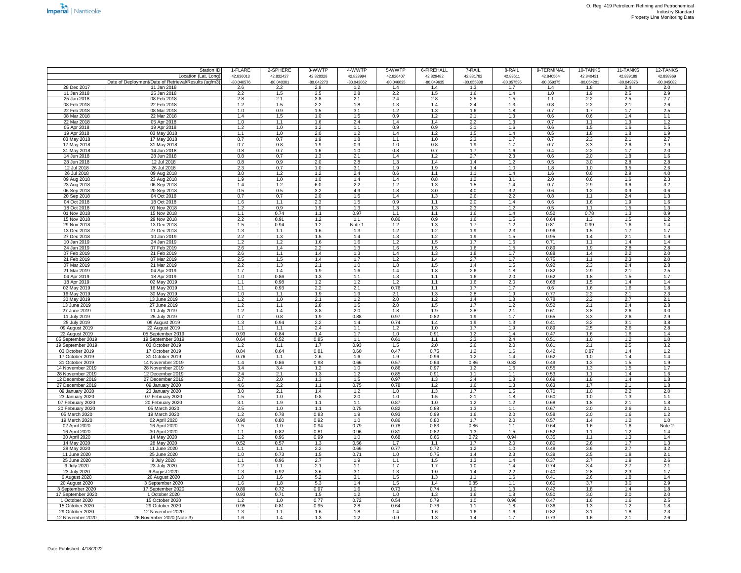Imperial | Nanticoke

O. Reg. 419 Petroleum Refining and Petrochemical
Industry Standard
Property Line Monitoring Data

| Station ID | | 1-FLARE | 2-SPHERE | 3-WWTP | 4-WWTP | 5-WWTP | 6-FIREHALL | 7-RAIL | 8-RAIL | 9-TERMINAL | 10-TANKS | 11-TANKS | 12-TANKS |
|---|---|---|---|---|---|---|---|---|---|---|---|---|---|
| Location (Lat, Long) | | 42.836013 | 42.832427 | 42.828328 | 42.823994 | 42.826407 | 42.829482 | 42.831782 | 42.83611 | 42.840564 | 42.840431 | 42.839189 | 42.838969 |
| | | -80.040576 | -80.040301 | -80.042273 | -80.043062 | -80.046635 | -80.049635 | -80.055838 | -80.057595 | -80.059375 | -80.054201 | -80.049876 | -80.045082 |
| Date of Deployment/Date of Retrieval/Results (ug/m3) | | | | | | | | | | | | | |
| 28 Dec 2017 | 11 Jan 2018 | 2.6 | 2.2 | 2.9 | 1.2 | 1.4 | 1.4 | 1.3 | 1.7 | 1.4 | 1.8 | 2.4 | 2.0 |
| 11 Jan 2018 | 25 Jan 2018 | 2.2 | 1.5 | 3.5 | 2.8 | 2.2 | 1.5 | 1.6 | 1.4 | 1.0 | 1.9 | 2.5 | 2.9 |
| 25 Jan 2018 | 08 Feb 2018 | 2.8 | 2.1 | 3.8 | 2.1 | 2.4 | 2.8 | 2.5 | 1.5 | 1.1 | 2.2 | 2.5 | 2.7 |
| 08 Feb 2018 | 22 Feb 2018 | 1.2 | 1.5 | 2.2 | 1.8 | 1.3 | 1.4 | 2.4 | 1.3 | 0.8 | 2.2 | 2.1 | 2.6 |
| 22 Feb 2018 | 08 Mar 2018 | 1.0 | 0.9 | 1.5 | 3.1 | 1.2 | 1.3 | 1.6 | 1.8 | 0.7 | 1.7 | 1.7 | 2.5 |
| 08 Mar 2018 | 22 Mar 2018 | 1.4 | 1.5 | 1.0 | 1.5 | 0.9 | 1.2 | 2.1 | 1.3 | 0.6 | 0.6 | 1.4 | 1.1 |
| 22 Mar 2018 | 05 Apr 2018 | 1.0 | 1.1 | 1.6 | 2.4 | 1.4 | 1.4 | 2.2 | 1.3 | 0.7 | 1.1 | 1.3 | 1.2 |
| 05 Apr 2018 | 19 Apr 2018 | 1.2 | 1.0 | 1.2 | 1.1 | 0.9 | 0.9 | 3.1 | 1.6 | 0.6 | 1.5 | 1.6 | 1.5 |
| 19 Apr 2018 | 03 May 2018 | 1.1 | 1.0 | 2.0 | 1.2 | 1.4 | 1.2 | 1.5 | 1.4 | 0.5 | 1.8 | 1.8 | 1.9 |
| 03 May 2018 | 17 May 2018 | 0.7 | 0.7 | 1.9 | 1.8 | 1.1 | 1.0 | 2.3 | 1.7 | 0.7 | 2.3 | 2.1 | 2.7 |
| 17 May 2018 | 31 May 2018 | 0.7 | 0.8 | 1.9 | 0.9 | 1.0 | 0.8 | 1.9 | 1.7 | 0.7 | 3.3 | 2.6 | 2.9 |
| 31 May 2018 | 14 Jun 2018 | 0.8 | 0.7 | 1.6 | 1.0 | 0.8 | 0.7 | 1.7 | 1.6 | 0.4 | 2.2 | 1.7 | 2.0 |
| 14 Jun 2018 | 28 Jun 2018 | 0.8 | 0.7 | 1.3 | 2.1 | 1.4 | 1.2 | 2.7 | 2.3 | 0.6 | 2.0 | 1.8 | 1.6 |
| 28 Jun 2018 | 12 Jul 2018 | 0.8 | 0.9 | 2.0 | 2.8 | 1.3 | 1.4 | 1.4 | 1.2 | 0.5 | 3.0 | 2.8 | 2.8 |
| 12 Jul 2018 | 26 Jul 2018 | 2.3 | 0.7 | 1.0 | 3.1 | 1.9 | 1.9 | 1.4 | 1.0 | 1.8 | 1.0 | 3.5 | 2.6 |
| 26 Jul 2018 | 09 Aug 2018 | 3.0 | 1.2 | 1.2 | 2.4 | 0.6 | 1.1 | 1.1 | 1.4 | 1.6 | 0.6 | 2.9 | 4.0 |
| 09 Aug 2018 | 23 Aug 2018 | 1.9 | 1.0 | 1.0 | 1.4 | 1.4 | 0.8 | 1.2 | 3.1 | 2.0 | 0.6 | 1.6 | 2.3 |
| 23 Aug 2018 | 06 Sep 2018 | 1.4 | 1.2 | 6.0 | 2.2 | 1.2 | 1.3 | 1.5 | 1.4 | 0.7 | 2.9 | 3.6 | 3.2 |
| 06 Sep 2018 | 20 Sep 2018 | 0.5 | 0.5 | 3.2 | 4.9 | 1.8 | 3.0 | 4.0 | 3.2 | 0.6 | 1.2 | 0.9 | 0.6 |
| 20 Sep 2018 | 04 Oct 2018 | 0.7 | 0.7 | 2.0 | 1.5 | 1.4 | 1.3 | 2.6 | 2.2 | 0.8 | 1.1 | 2.4 | 1.3 |
| 04 Oct 2018 | 18 Oct 2018 | 1.6 | 1.1 | 2.3 | 1.5 | 0.9 | 1.1 | 2.0 | 1.4 | 0.6 | 1.6 | 1.9 | 1.6 |
| 18 Oct 2018 | 01 Nov 2018 | 1.2 | 0.9 | 1.9 | 1.3 | 1.3 | 1.3 | 2.3 | 1.2 | 0.5 | 1.1 | 1.5 | 1.3 |
| 01 Nov 2018 | 15 Nov 2018 | 1.1 | 0.74 | 1.1 | 0.97 | 1.1 | 1.1 | 1.6 | 1.4 | 0.52 | 0.78 | 1.3 | 0.9 |
| 15 Nov 2018 | 29 Nov 2018 | 2.2 | 0.91 | 1.2 | 1.1 | 0.86 | 0.9 | 1.6 | 1.5 | 0.64 | 1.3 | 1.5 | 1.2 |
| 29 Nov 2018 | 13 Dec 2018 | 1.5 | 0.94 | 1.2 | Note 1 | 1.2 | 1.3 | 1.7 | 1.2 | 0.81 | 0.99 | 1.6 | 1.4 |
| 13 Dec 2018 | 27 Dec 2018 | 1.3 | 1.1 | 1.6 | 1.3 | 1.2 | 1.2 | 1.9 | 2.3 | 0.96 | 1.5 | 1.7 | 1.7 |
| 27 Dec 2018 | 10 Jan 2019 | 2.2 | 1.3 | 1.5 | 1.4 | 1.3 | 1.2 | 1.9 | 1.5 | 0.95 | 1.4 | 2.1 | 1.9 |
| 10 Jan 2019 | 24 Jan 2019 | 1.2 | 1.2 | 1.6 | 1.6 | 1.2 | 1.5 | 1.7 | 1.6 | 0.71 | 1.1 | 1.4 | 1.4 |
| 24 Jan 2019 | 07 Feb 2019 | 2.6 | 1.4 | 2.2 | 1.3 | 1.6 | 1.5 | 1.6 | 1.5 | 0.89 | 1.9 | 2.8 | 2.8 |
| 07 Feb 2019 | 21 Feb 2019 | 2.6 | 1.1 | 1.4 | 1.3 | 1.4 | 1.3 | 1.8 | 1.7 | 0.88 | 1.4 | 2.2 | 2.0 |
| 21 Feb 2019 | 07 Mar 2019 | 2.5 | 1.5 | 1.4 | 1.7 | 1.2 | 1.4 | 2.7 | 1.7 | 0.75 | 1.1 | 2.3 | 2.0 |
| 07 Mar 2019 | 21 Mar 2019 | 2.2 | 1.3 | 2.1 | 1.0 | 1.8 | 1.5 | 1.4 | 1.5 | 0.92 | 2.3 | 2.4 | 2.8 |
| 21 Mar 2019 | 04 Apr 2019 | 1.7 | 1.4 | 1.9 | 1.6 | 1.4 | 1.8 | 2.6 | 1.8 | 0.82 | 2.9 | 2.1 | 2.5 |
| 04 Apr 2019 | 18 Apr 2019 | 1.0 | 0.86 | 1.3 | 1.1 | 1.3 | 1.1 | 1.6 | 2.0 | 0.62 | 1.8 | 1.5 | 1.7 |
| 18 Apr 2019 | 02 May 2019 | 1.1 | 0.98 | 1.2 | 1.2 | 1.2 | 1.1 | 1.6 | 2.0 | 0.68 | 1.5 | 1.4 | 1.4 |
| 02 May 2019 | 16 May 2019 | 1.1 | 0.93 | 2.2 | 2.1 | 0.76 | 1.1 | 1.7 | 1.7 | 0.6 | 1.6 | 1.6 | 1.8 |
| 16 May 2019 | 30 May 2019 | 1.0 | 1.1 | 1.9 | 1.9 | 2.1 | 1.3 | 2.8 | 1.9 | 0.77 | 2.2 | 2.1 | 2.3 |
| 30 May 2019 | 13 June 2019 | 1.2 | 1.0 | 2.1 | 1.2 | 2.0 | 1.2 | 1.4 | 1.8 | 0.78 | 2.2 | 2.7 | 2.1 |
| 13 June 2019 | 27 June 2019 | 1.2 | 1.1 | 2.8 | 1.5 | 2.0 | 1.5 | 1.7 | 1.2 | 0.52 | 2.1 | 2.4 | 2.8 |
| 27 June 2019 | 11 July 2019 | 1.2 | 1.4 | 3.8 | 2.0 | 1.8 | 1.9 | 2.8 | 2.1 | 0.61 | 3.8 | 2.6 | 3.0 |
| 11 July 2019 | 25 July 2019 | 0.7 | 0.8 | 1.9 | 0.88 | 0.97 | 0.82 | 1.9 | 1.7 | 0.65 | 3.3 | 2.6 | 2.9 |
| 25 July 2019 | 09 August 2019 | 1.3 | 0.94 | 2.2 | 1.4 | 0.74 | 1.4 | 1.9 | 1.3 | 0.41 | 3.2 | 3.1 | 3.8 |
| 09 August 2019 | 22 August 2019 | 1.1 | 1.1 | 2.4 | 1.1 | 1.2 | 1.0 | 1.7 | 1.9 | 0.89 | 2.5 | 2.6 | 2.8 |
| 22 August 2019 | 05 September 2019 | 0.93 | 0.84 | 1.4 | 1.7 | 1.0 | 0.91 | 1.2 | 1.4 | 0.47 | 1.6 | 1.6 | 1.4 |
| 05 September 2019 | 19 September 2019 | 0.64 | 0.52 | 0.85 | 1.1 | 0.61 | 1.1 | 2.3 | 2.4 | 0.51 | 1.0 | 1.2 | 1.0 |
| 19 September 2019 | 03 October 2019 | 1.2 | 1.1 | 1.7 | 0.93 | 1.5 | 2.0 | 2.6 | 2.0 | 0.61 | 2.1 | 2.5 | 3.2 |
| 03 October 2019 | 17 October 2019 | 0.84 | 0.64 | 0.81 | 0.60 | 0.47 | 0.75 | 1.2 | 1.6 | 0.42 | 0.87 | 1.4 | 1.2 |
| 17 October 2019 | 31 October 2019 | 0.76 | 1.1 | 2.6 | 1.6 | 1.9 | 0.96 | 1.2 | 1.4 | 0.62 | 1.0 | 1.4 | 1.4 |
| 31 October 2019 | 14 November 2019 | 1.4 | 0.86 | 0.98 | 0.66 | 0.57 | 0.64 | 0.86 | 0.82 | 0.49 | 1.3 | 1.5 | 1.9 |
| 14 November 2019 | 28 November 2019 | 3.4 | 3.4 | 1.2 | 1.0 | 0.86 | 0.97 | 1.2 | 1.6 | 0.55 | 1.3 | 1.5 | 1.7 |
| 28 November 2019 | 12 December 2019 | 2.4 | 2.1 | 1.3 | 1.2 | 0.85 | 0.91 | 1.1 | 1.1 | 0.53 | 1.1 | 1.4 | 1.6 |
| 12 December 2019 | 27 December 2019 | 2.7 | 2.0 | 1.3 | 1.5 | 0.97 | 1.3 | 2.4 | 1.8 | 0.69 | 1.8 | 1.4 | 1.8 |
| 27 December 2019 | 09 January 2020 | 4.6 | 2.2 | 1.1 | 0.75 | 0.78 | 1.2 | 1.6 | 1.3 | 0.63 | 1.7 | 2.1 | 1.8 |
| 09 January 2020 | 23 January 2020 | 3.0 | 2.1 | 1.4 | 1.2 | 1.0 | 1.3 | 1.7 | 1.5 | 0.70 | 1.0 | 2.2 | 2.0 |
| 23 January 2020 | 07 February 2020 | 1.5 | 1.0 | 0.8 | 2.0 | 1.0 | 1.5 | 2.1 | 1.8 | 0.60 | 1.0 | 1.3 | 1.1 |
| 07 February 2020 | 20 February 2020 | 3.1 | 1.9 | 1.1 | 1.1 | 0.87 | 1.0 | 1.2 | 1.2 | 0.68 | 1.8 | 2.1 | 1.8 |
| 20 February 2020 | 05 March 2020 | 2.5 | 1.0 | 1.1 | 0.75 | 0.82 | 0.88 | 1.3 | 1.1 | 0.67 | 2.0 | 2.6 | 2.1 |
| 05 March 2020 | 19 March 2020 | 1.2 | 0.78 | 0.83 | 1.9 | 0.93 | 0.99 | 1.6 | 2.0 | 0.58 | 2.0 | 1.6 | 1.2 |
| 19 March 2020 | 02 April 2020 | 0.90 | 0.80 | 0.92 | 1.0 | 0.86 | 0.80 | 1.7 | 2.0 | 0.57 | 1.4 | 1.2 | 1.0 |
| 02 April 2020 | 16 April 2020 | 1.5 | 1.0 | 0.94 | 0.79 | 0.78 | 0.83 | 0.86 | 1.1 | 0.64 | 1.6 | 1.6 | Note 2 |
| 16 April 2020 | 30 April 2020 | 1.1 | 0.82 | 0.81 | 0.96 | 0.81 | 0.82 | 1.3 | 1.5 | 0.52 | 1.1 | 1.2 | 1.4 |
| 30 April 2020 | 14 May 2020 | 1.2 | 0.96 | 0.99 | 1.0 | 0.68 | 0.66 | 0.72 | 0.94 | 0.35 | 1.1 | 1.3 | 1.4 |
| 14 May 2020 | 28 May 2020 | 0.52 | 0.57 | 1.3 | 0.56 | 1.7 | 1.1 | 1.7 | 2.0 | 0.80 | 2.6 | 1.7 | 1.3 |
| 28 May 2020 | 11 June 2020 | 1.1 | 1.1 | 2.2 | 0.66 | 0.77 | 0.72 | 1.2 | 1.0 | 0.48 | 3.6 | 2.7 | 3.2 |
| 11 June 2020 | 25 June 2020 | 1.0 | 0.73 | 1.5 | 0.71 | 1.0 | 0.75 | 1.4 | 2.3 | 0.39 | 2.5 | 1.8 | 2.1 |
| 25 June 2020 | 9 July 2020 | 1.1 | 0.96 | 2.7 | 1.9 | 1.1 | 1.5 | 1.3 | 1.4 | 0.37 | 2.7 | 1.9 | 2.6 |
| 9 July 2020 | 23 July 2020 | 1.2 | 1.1 | 2.1 | 1.1 | 1.7 | 1.7 | 1.0 | 1.4 | 0.74 | 3.4 | 2.7 | 2.1 |
| 23 July 2020 | 6 August 2020 | 1.3 | 0.92 | 3.6 | 3.1 | 1.3 | 1.0 | 1.4 | 2.2 | 0.40 | 2.8 | 2.3 | 1.7 |
| 6 August 2020 | 20 August 2020 | 1.0 | 1.6 | 5.2 | 3.1 | 1.5 | 1.3 | 1.1 | 1.6 | 0.41 | 2.6 | 1.8 | 1.4 |
| 20 August 2020 | 3 September 2020 | 1.6 | 1.8 | 5.3 | 1.4 | 1.5 | 1.4 | 0.85 | 1.1 | 0.60 | 3.7 | 3.0 | 2.9 |
| 3 September 2020 | 17 September 2020 | 0.89 | 0.72 | 0.97 | 1.6 | 0.73 | 0.74 | 1.0 | 1.3 | 0.42 | 1.8 | 1.4 | 1.8 |
| 17 September 2020 | 1 October 2020 | 0.93 | 0.71 | 1.5 | 1.2 | 1.0 | 1.3 | 1.6 | 1.8 | 0.50 | 3.0 | 2.0 | 2.0 |
| 1 October 2020 | 15 October 2020 | 1.2 | 1.0 | 0.77 | 0.72 | 0.54 | 0.79 | 1.0 | 0.96 | 0.47 | 1.6 | 1.6 | 2.5 |
| 15 October 2020 | 29 October 2020 | 0.95 | 0.81 | 0.95 | 2.8 | 0.64 | 0.76 | 1.1 | 1.8 | 0.36 | 1.3 | 1.2 | 1.8 |
| 29 October 2020 | 12 November 2020 | 1.3 | 1.1 | 1.6 | 1.8 | 1.4 | 1.6 | 1.6 | 1.6 | 0.82 | 3.1 | 1.8 | 2.3 |
| 12 November 2020 | 26 November 2020 (Note 3) | 1.6 | 1.4 | 1.3 | 1.2 | 0.9 | 1.3 | 1.4 | 1.7 | 0.73 | 1.6 | 2.1 | 2.6 |

Date Published: 4/18/2022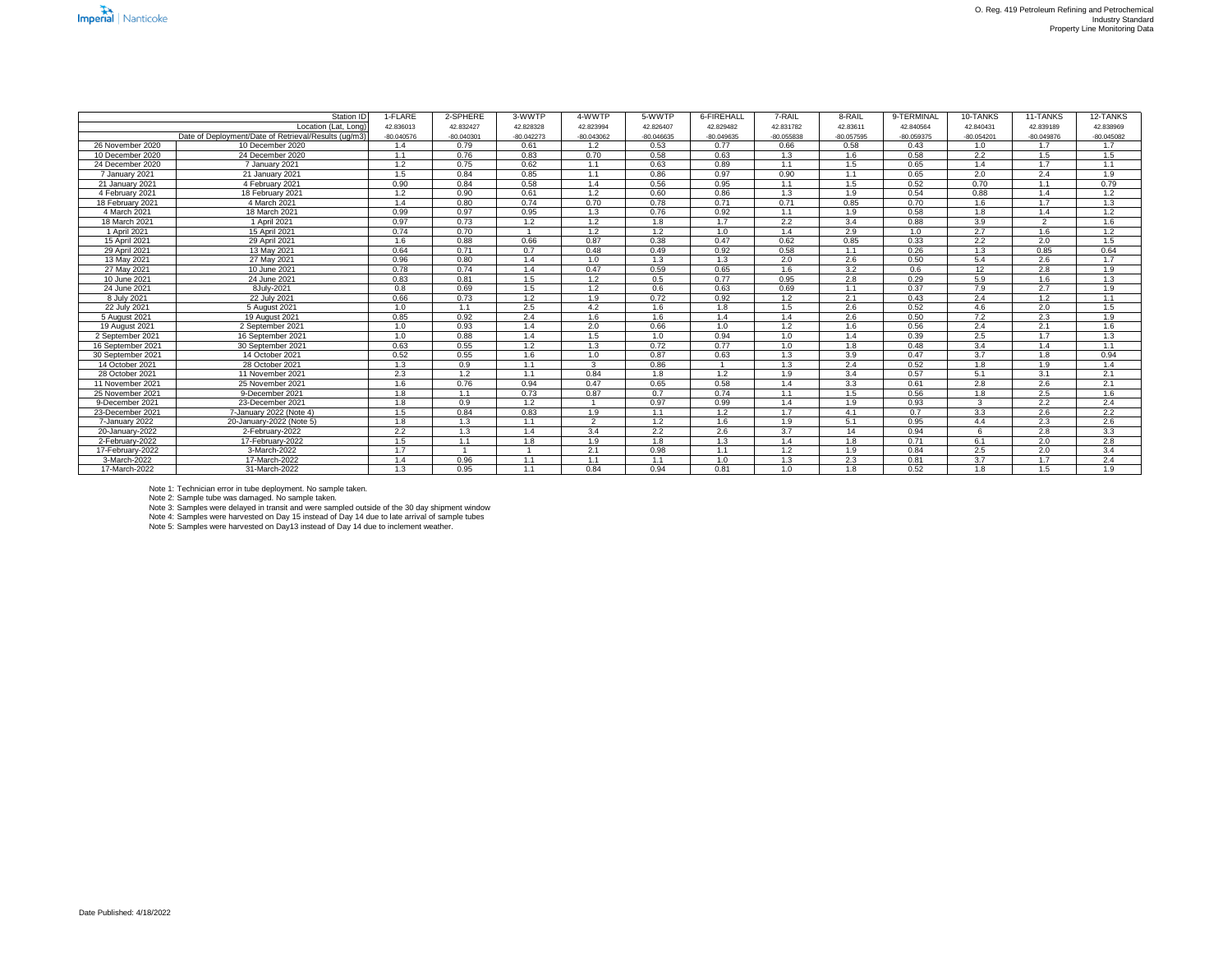O. Reg. 419 Petroleum Refining and Petrochemical Industry Standard Property Line Monitoring Data

| | Station ID | 1-FLARE | 2-SPHERE | 3-WWTP | 4-WWTP | 5-WWTP | 6-FIREHALL | 7-RAIL | 8-RAIL | 9-TERMINAL | 10-TANKS | 11-TANKS | 12-TANKS |
|---|---|---|---|---|---|---|---|---|---|---|---|---|---|
| | Location (Lat, Long) | 42.836013 | 42.832427 | 42.828328 | 42.823994 | 42.826407 | 42.829482 | 42.831782 | 42.83611 | 42.840564 | 42.840431 | 42.839189 | 42.838969 |
| | Date of Deployment/Date of Retrieval/Results (ug/m3) | -80.040576 | -80.040301 | -80.042273 | -80.043062 | -80.046635 | -80.049635 | -80.055838 | -80.057595 | -80.059375 | -80.054201 | -80.049876 | -80.045082 |
| 26 November 2020 | 10 December 2020 | 1.4 | 0.79 | 0.61 | 1.2 | 0.53 | 0.77 | 0.66 | 0.58 | 0.43 | 1.0 | 1.7 | 1.7 |
| 10 December 2020 | 24 December 2020 | 1.1 | 0.76 | 0.83 | 0.70 | 0.58 | 0.63 | 1.3 | 1.6 | 0.58 | 2.2 | 1.5 | 1.5 |
| 24 December 2020 | 7 January 2021 | 1.2 | 0.75 | 0.62 | 1.1 | 0.63 | 0.89 | 1.1 | 1.5 | 0.65 | 1.4 | 1.7 | 1.1 |
| 7 January 2021 | 21 January 2021 | 1.5 | 0.84 | 0.85 | 1.1 | 0.86 | 0.97 | 0.90 | 1.1 | 0.65 | 2.0 | 2.4 | 1.9 |
| 21 January 2021 | 4 February 2021 | 0.90 | 0.84 | 0.58 | 1.4 | 0.56 | 0.95 | 1.1 | 1.5 | 0.52 | 0.70 | 1.1 | 0.79 |
| 4 February 2021 | 18 February 2021 | 1.2 | 0.90 | 0.61 | 1.2 | 0.60 | 0.86 | 1.3 | 1.9 | 0.54 | 0.88 | 1.4 | 1.2 |
| 18 February 2021 | 4 March 2021 | 1.4 | 0.80 | 0.74 | 0.70 | 0.78 | 0.71 | 0.71 | 0.85 | 0.70 | 1.6 | 1.7 | 1.3 |
| 4 March 2021 | 18 March 2021 | 0.99 | 0.97 | 0.95 | 1.3 | 0.76 | 0.92 | 1.1 | 1.9 | 0.58 | 1.8 | 1.4 | 1.2 |
| 18 March 2021 | 1 April 2021 | 0.97 | 0.73 | 1.2 | 1.2 | 1.8 | 1.7 | 2.2 | 3.4 | 0.88 | 3.9 | 2 | 1.6 |
| 1 April 2021 | 15 April 2021 | 0.74 | 0.70 | 1 | 1.2 | 1.2 | 1.0 | 1.4 | 2.9 | 1.0 | 2.7 | 1.6 | 1.2 |
| 15 April 2021 | 29 April 2021 | 1.6 | 0.88 | 0.66 | 0.87 | 0.38 | 0.47 | 0.62 | 0.85 | 0.33 | 2.2 | 2.0 | 1.5 |
| 29 April 2021 | 13 May 2021 | 0.64 | 0.71 | 0.7 | 0.48 | 0.49 | 0.92 | 0.58 | 1.1 | 0.26 | 1.3 | 0.85 | 0.64 |
| 13 May 2021 | 27 May 2021 | 0.96 | 0.80 | 1.4 | 1.0 | 1.3 | 1.3 | 2.0 | 2.6 | 0.50 | 5.4 | 2.6 | 1.7 |
| 27 May 2021 | 10 June 2021 | 0.78 | 0.74 | 1.4 | 0.47 | 0.59 | 0.65 | 1.6 | 3.2 | 0.6 | 12 | 2.8 | 1.9 |
| 10 June 2021 | 24 June 2021 | 0.83 | 0.81 | 1.5 | 1.2 | 0.5 | 0.77 | 0.95 | 2.8 | 0.29 | 5.9 | 1.6 | 1.3 |
| 24 June 2021 | 8July-2021 | 0.8 | 0.69 | 1.5 | 1.2 | 0.6 | 0.63 | 0.69 | 1.1 | 0.37 | 7.9 | 2.7 | 1.9 |
| 8 July 2021 | 22 July 2021 | 0.66 | 0.73 | 1.2 | 1.9 | 0.72 | 0.92 | 1.2 | 2.1 | 0.43 | 2.4 | 1.2 | 1.1 |
| 22 July 2021 | 5 August 2021 | 1.0 | 1.1 | 2.5 | 4.2 | 1.6 | 1.8 | 1.5 | 2.6 | 0.52 | 4.6 | 2.0 | 1.5 |
| 5 August 2021 | 19 August 2021 | 0.85 | 0.92 | 2.4 | 1.6 | 1.6 | 1.4 | 1.4 | 2.6 | 0.50 | 7.2 | 2.3 | 1.9 |
| 19 August 2021 | 2 September 2021 | 1.0 | 0.93 | 1.4 | 2.0 | 0.66 | 1.0 | 1.2 | 1.6 | 0.56 | 2.4 | 2.1 | 1.6 |
| 2 September 2021 | 16 September 2021 | 1.0 | 0.88 | 1.4 | 1.5 | 1.0 | 0.94 | 1.0 | 1.4 | 0.39 | 2.5 | 1.7 | 1.3 |
| 16 September 2021 | 30 September 2021 | 0.63 | 0.55 | 1.2 | 1.3 | 0.72 | 0.77 | 1.0 | 1.8 | 0.48 | 3.4 | 1.4 | 1.1 |
| 30 September 2021 | 14 October 2021 | 0.52 | 0.55 | 1.6 | 1.0 | 0.87 | 0.63 | 1.3 | 3.9 | 0.47 | 3.7 | 1.8 | 0.94 |
| 14 October 2021 | 28 October 2021 | 1.3 | 0.9 | 1.1 | 3 | 0.86 | 1 | 1.3 | 2.4 | 0.52 | 1.8 | 1.9 | 1.4 |
| 28 October 2021 | 11 November 2021 | 2.3 | 1.2 | 1.1 | 0.84 | 1.8 | 1.2 | 1.9 | 3.4 | 0.57 | 5.1 | 3.1 | 2.1 |
| 11 November 2021 | 25 November 2021 | 1.6 | 0.76 | 0.94 | 0.47 | 0.65 | 0.58 | 1.4 | 3.3 | 0.61 | 2.8 | 2.6 | 2.1 |
| 25 November 2021 | 9-December 2021 | 1.8 | 1.1 | 0.73 | 0.87 | 0.7 | 0.74 | 1.1 | 1.5 | 0.56 | 1.8 | 2.5 | 1.6 |
| 9-December 2021 | 23-December 2021 | 1.8 | 0.9 | 1.2 | 1 | 0.97 | 0.99 | 1.4 | 1.9 | 0.93 | 3 | 2.2 | 2.4 |
| 23-December 2021 | 7-January 2022 (Note 4) | 1.5 | 0.84 | 0.83 | 1.9 | 1.1 | 1.2 | 1.7 | 4.1 | 0.7 | 3.3 | 2.6 | 2.2 |
| 7-January 2022 | 20-January-2022 (Note 5) | 1.8 | 1.3 | 1.1 | 2 | 1.2 | 1.6 | 1.9 | 5.1 | 0.95 | 4.4 | 2.3 | 2.6 |
| 20-January-2022 | 2-February-2022 | 2.2 | 1.3 | 1.4 | 3.4 | 2.2 | 2.6 | 3.7 | 14 | 0.94 | 6 | 2.8 | 3.3 |
| 2-February-2022 | 17-February-2022 | 1.5 | 1.1 | 1.8 | 1.9 | 1.8 | 1.3 | 1.4 | 1.8 | 0.71 | 6.1 | 2.0 | 2.8 |
| 17-February-2022 | 3-March-2022 | 1.7 | 1 | 1 | 2.1 | 0.98 | 1.1 | 1.2 | 1.9 | 0.84 | 2.5 | 2.0 | 3.4 |
| 3-March-2022 | 17-March-2022 | 1.4 | 0.96 | 1.1 | 1.1 | 1.1 | 1.0 | 1.3 | 2.3 | 0.81 | 3.7 | 1.7 | 2.4 |
| 17-March-2022 | 31-March-2022 | 1.3 | 0.95 | 1.1 | 0.84 | 0.94 | 0.81 | 1.0 | 1.8 | 0.52 | 1.8 | 1.5 | 1.9 |

Note 1: Technician error in tube deployment. No sample taken.
Note 2: Sample tube was damaged. No sample taken.
Note 3: Samples were delayed in transit and were sampled outside of the 30 day shipment window
Note 4: Samples were harvested on Day 15 instead of Day 14 due to late arrival of sample tubes
Note 5: Samples were harvested on Day13 instead of Day 14 due to inclement weather.

Date Published: 4/18/2022